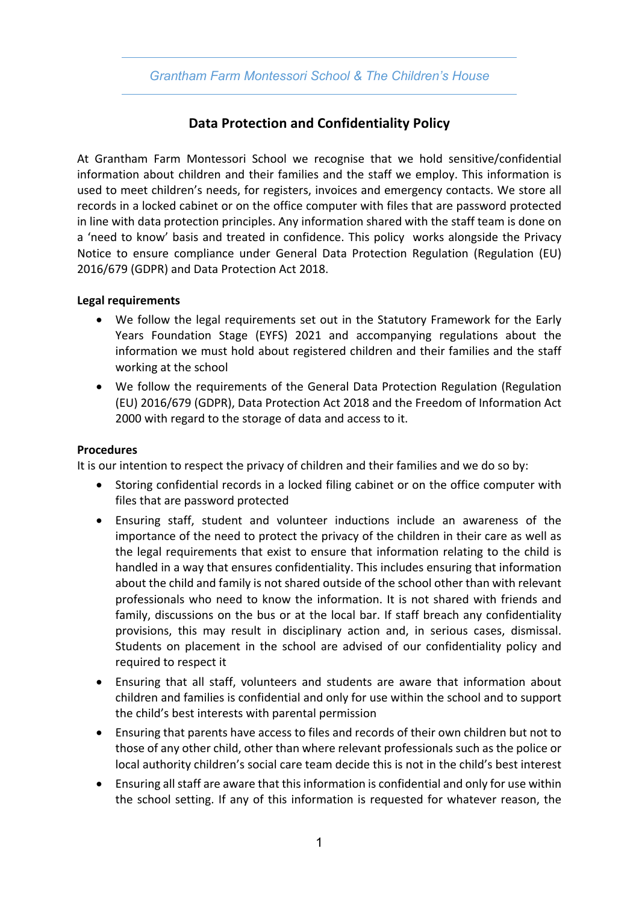# Data Protection and Confidentiality Policy

At Grantham Farm Montessori School we recognise that we hold sensitive/confidential information about children and their families and the staff we employ. This information is used to meet children's needs, for registers, invoices and emergency contacts. We store all records in a locked cabinet or on the office computer with files that are password protected in line with data protection principles. Any information shared with the staff team is done on a 'need to know' basis and treated in confidence. This policy works alongside the Privacy Notice to ensure compliance under General Data Protection Regulation (Regulation (EU) 2016/679 (GDPR) and Data Protection Act 2018.

**Legal requirements**

- We follow the legal requirements set out in the Statutory Framework for the Early Years Foundation Stage (EYFS) 2021 and accompanying regulations about the information we must hold about registered children and their families and the staff working at the school
- We follow the requirements of the General Data Protection Regulation (Regulation (EU) 2016/679 (GDPR), Data Protection Act 2018 and the Freedom of Information Act 2000 with regard to the storage of data and access to it.

**Procedures**

It is our intention to respect the privacy of children and their families and we do so by:

- Storing confidential records in a locked filing cabinet or on the office computer with files that are password protected
- Ensuring staff, student and volunteer inductions include an awareness of the importance of the need to protect the privacy of the children in their care as well as the legal requirements that exist to ensure that information relating to the child is handled in a way that ensures confidentiality. This includes ensuring that information about the child and family is not shared outside of the school other than with relevant professionals who need to know the information. It is not shared with friends and family, discussions on the bus or at the local bar. If staff breach any confidentiality provisions, this may result in disciplinary action and, in serious cases, dismissal. Students on placement in the school are advised of our confidentiality policy and required to respect it
- Ensuring that all staff, volunteers and students are aware that information about children and families is confidential and only for use within the school and to support the child's best interests with parental permission
- Ensuring that parents have access to files and records of their own children but not to those of any other child, other than where relevant professionals such as the police or local authority children's social care team decide this is not in the child's best interest
- Ensuring all staff are aware that this information is confidential and only for use within the school setting. If any of this information is requested for whatever reason, the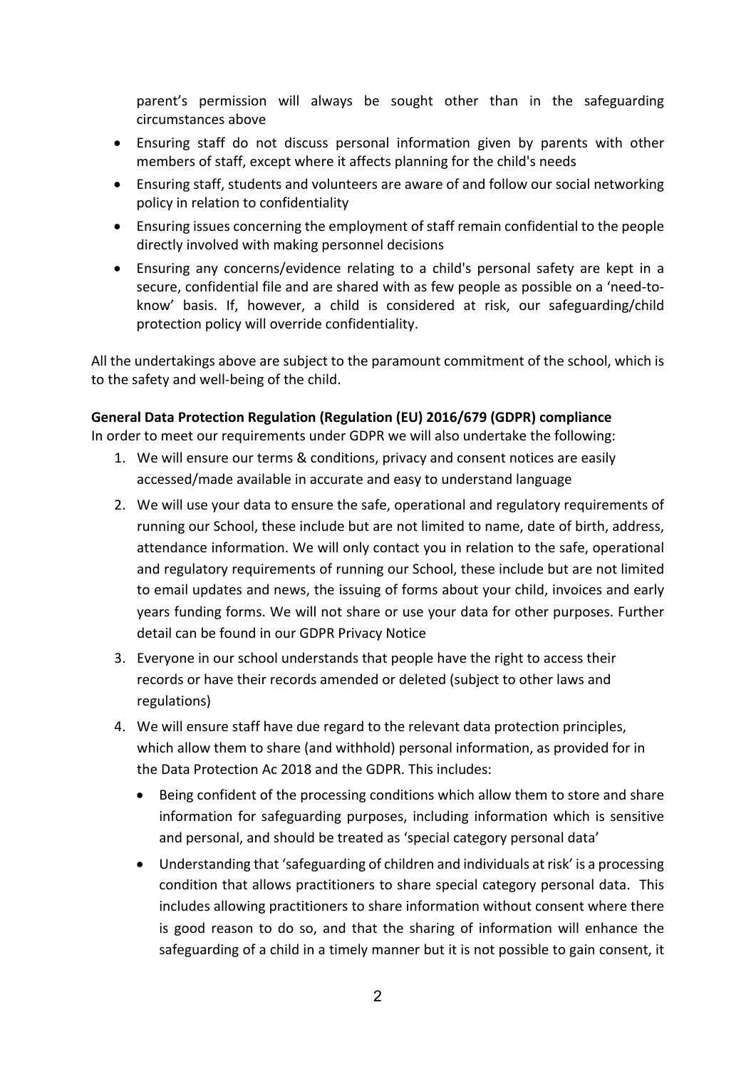parent's permission will always be sought other than in the safeguarding circumstances above

- Ensuring staff do not discuss personal information given by parents with other members of staff, except where it affects planning for the child's needs
- Ensuring staff, students and volunteers are aware of and follow our social networking policy in relation to confidentiality
- Ensuring issues concerning the employment of staff remain confidential to the people directly involved with making personnel decisions
- Ensuring any concerns/evidence relating to a child's personal safety are kept in a secure, confidential file and are shared with as few people as possible on a 'need-to-know' basis. If, however, a child is considered at risk, our safeguarding/child protection policy will override confidentiality.

All the undertakings above are subject to the paramount commitment of the school, which is to the safety and well-being of the child.

**General Data Protection Regulation (Regulation (EU) 2016/679 (GDPR) compliance**

In order to meet our requirements under GDPR we will also undertake the following:

1. We will ensure our terms & conditions, privacy and consent notices are easily accessed/made available in accurate and easy to understand language
2. We will use your data to ensure the safe, operational and regulatory requirements of running our School, these include but are not limited to name, date of birth, address, attendance information. We will only contact you in relation to the safe, operational and regulatory requirements of running our School, these include but are not limited to email updates and news, the issuing of forms about your child, invoices and early years funding forms. We will not share or use your data for other purposes. Further detail can be found in our GDPR Privacy Notice
3. Everyone in our school understands that people have the right to access their records or have their records amended or deleted (subject to other laws and regulations)
4. We will ensure staff have due regard to the relevant data protection principles, which allow them to share (and withhold) personal information, as provided for in the Data Protection Ac 2018 and the GDPR. This includes:
   - Being confident of the processing conditions which allow them to store and share information for safeguarding purposes, including information which is sensitive and personal, and should be treated as 'special category personal data'
   - Understanding that 'safeguarding of children and individuals at risk' is a processing condition that allows practitioners to share special category personal data. This includes allowing practitioners to share information without consent where there is good reason to do so, and that the sharing of information will enhance the safeguarding of a child in a timely manner but it is not possible to gain consent, it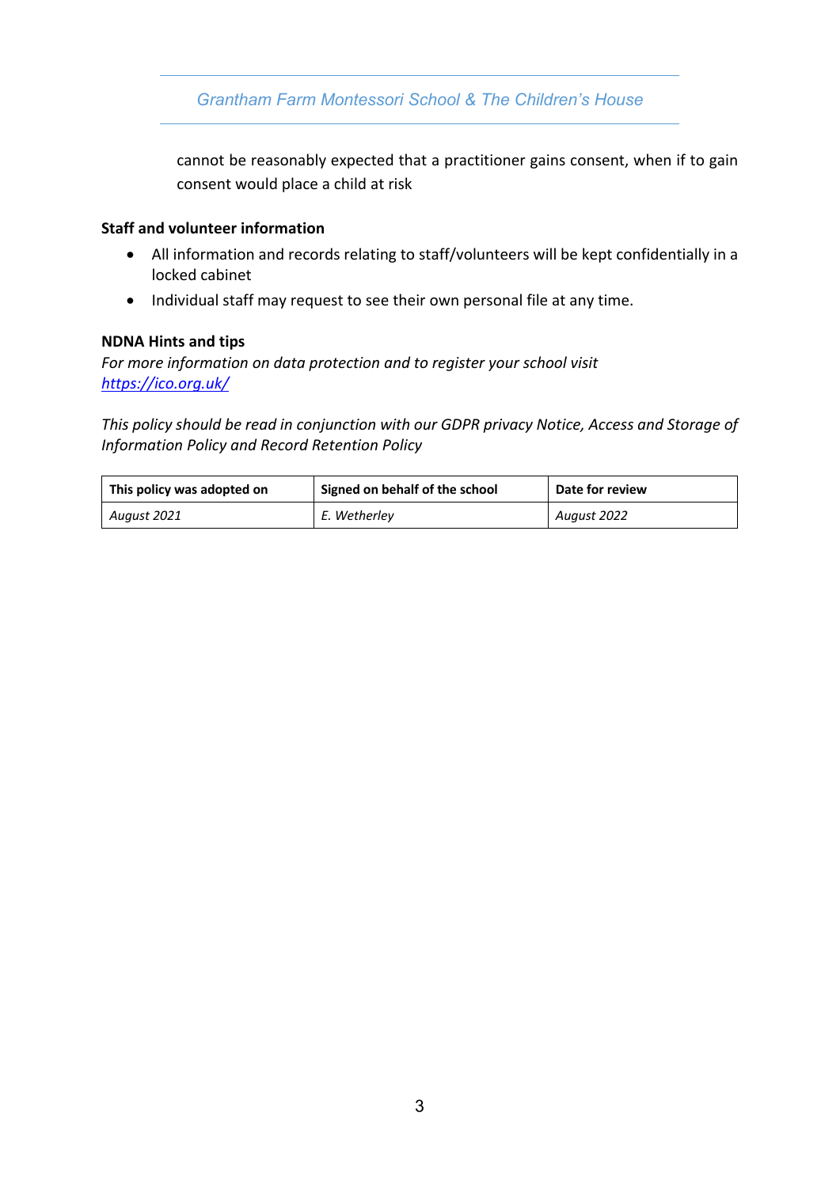cannot be reasonably expected that a practitioner gains consent, when if to gain consent would place a child at risk

**Staff and volunteer information**

- All information and records relating to staff/volunteers will be kept confidentially in a locked cabinet
- Individual staff may request to see their own personal file at any time.

**NDNA Hints and tips**

*For more information on data protection and to register your school visit* [*https://ico.org.uk/*](https://ico.org.uk/)

*This policy should be read in conjunction with our GDPR privacy Notice, Access and Storage of Information Policy and Record Retention Policy*

| This policy was adopted on | Signed on behalf of the school | Date for review |
|---|---|---|
| *August 2021* | *E. Wetherley* | *August 2022* |